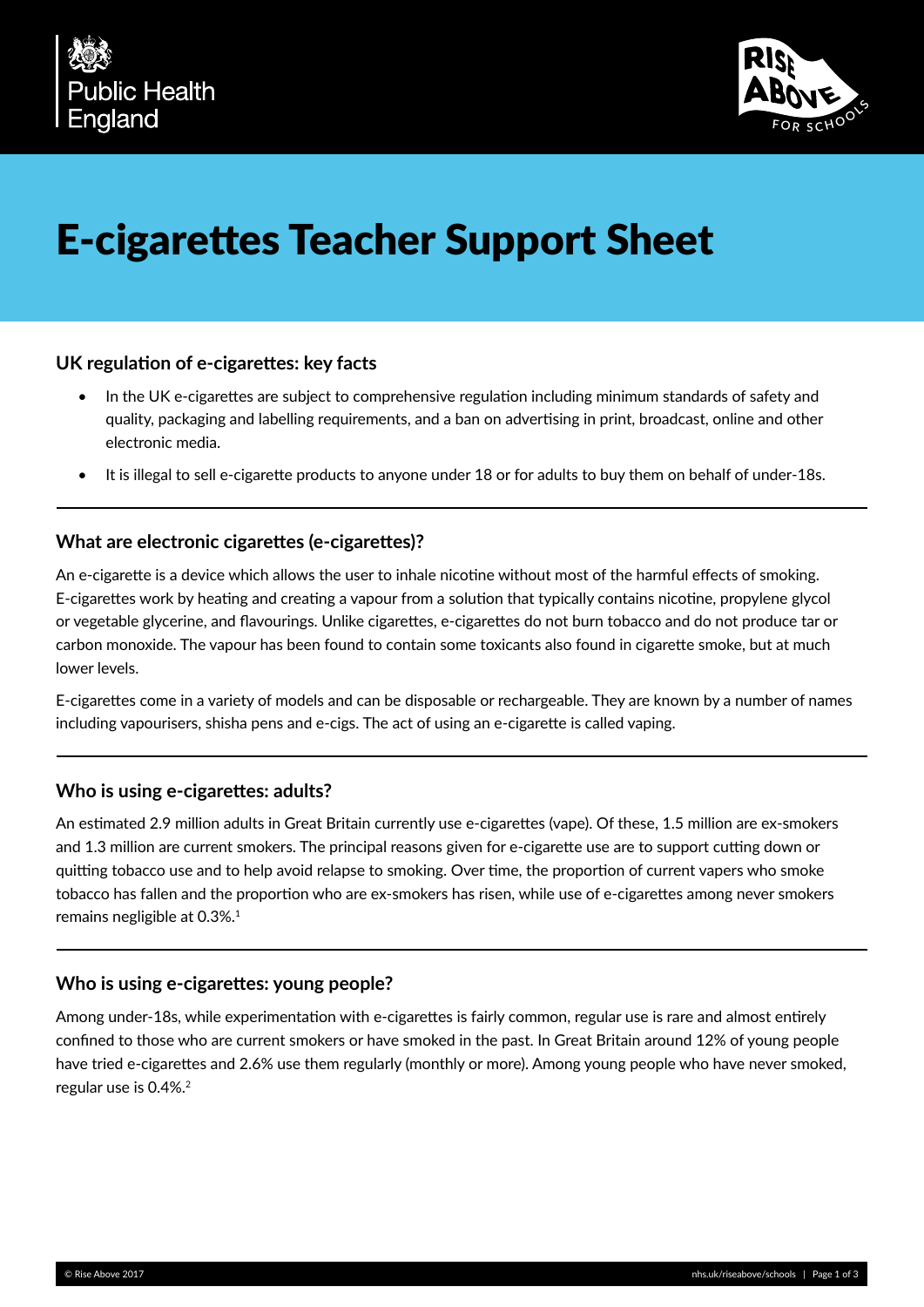# E-cigarettes Teacher Support Sheet

### UK regulation of e-cigarettes: key facts

- In the UK e-cigarettes are subject to comprehensive regulation including minimum standards of safety and quality, packaging and labelling requirements, and a ban on advertising in print, broadcast, online and other electronic media.
- It is illegal to sell e-cigarette products to anyone under 18 or for adults to buy them on behalf of under-18s.

---

### What are electronic cigarettes (e-cigarettes)?

An e-cigarette is a device which allows the user to inhale nicotine without most of the harmful effects of smoking. E-cigarettes work by heating and creating a vapour from a solution that typically contains nicotine, propylene glycol or vegetable glycerine, and flavourings. Unlike cigarettes, e-cigarettes do not burn tobacco and do not produce tar or carbon monoxide. The vapour has been found to contain some toxicants also found in cigarette smoke, but at much lower levels.

E-cigarettes come in a variety of models and can be disposable or rechargeable. They are known by a number of names including vapourisers, shisha pens and e-cigs. The act of using an e-cigarette is called vaping.

---

### Who is using e-cigarettes: adults?

An estimated 2.9 million adults in Great Britain currently use e-cigarettes (vape). Of these, 1.5 million are ex-smokers and 1.3 million are current smokers. The principal reasons given for e-cigarette use are to support cutting down or quitting tobacco use and to help avoid relapse to smoking. Over time, the proportion of current vapers who smoke tobacco has fallen and the proportion who are ex-smokers has risen, while use of e-cigarettes among never smokers remains negligible at 0.3%.[1]

---

### Who is using e-cigarettes: young people?

Among under-18s, while experimentation with e-cigarettes is fairly common, regular use is rare and almost entirely confined to those who are current smokers or have smoked in the past. In Great Britain around 12% of young people have tried e-cigarettes and 2.6% use them regularly (monthly or more). Among young people who have never smoked, regular use is 0.4%.[2]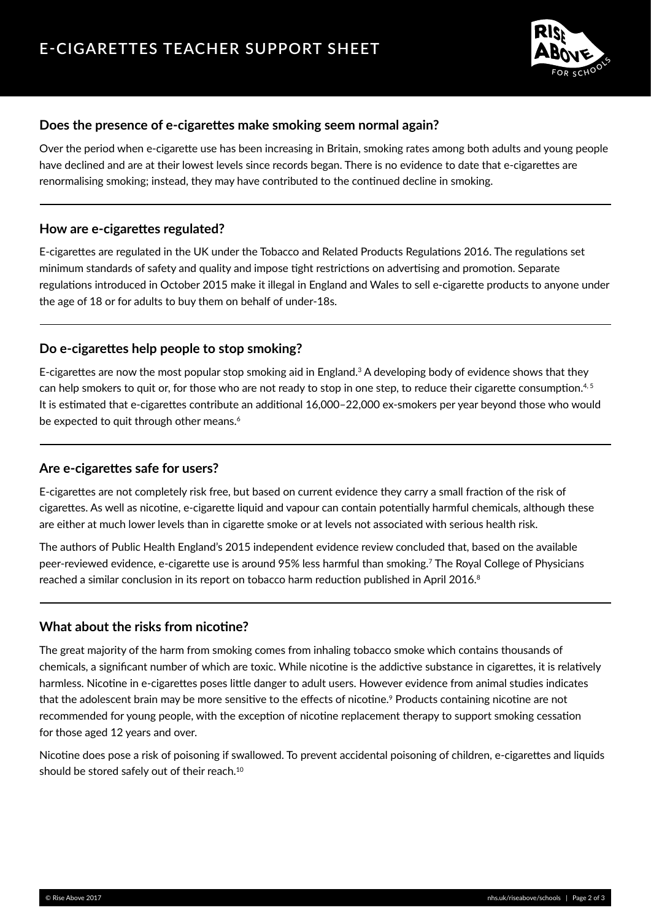## Does the presence of e-cigarettes make smoking seem normal again?

Over the period when e-cigarette use has been increasing in Britain, smoking rates among both adults and young people have declined and are at their lowest levels since records began. There is no evidence to date that e-cigarettes are renormalising smoking; instead, they may have contributed to the continued decline in smoking.

---

## How are e-cigarettes regulated?

E-cigarettes are regulated in the UK under the Tobacco and Related Products Regulations 2016. The regulations set minimum standards of safety and quality and impose tight restrictions on advertising and promotion. Separate regulations introduced in October 2015 make it illegal in England and Wales to sell e-cigarette products to anyone under the age of 18 or for adults to buy them on behalf of under-18s.

---

## Do e-cigarettes help people to stop smoking?

E-cigarettes are now the most popular stop smoking aid in England.[3] A developing body of evidence shows that they can help smokers to quit or, for those who are not ready to stop in one step, to reduce their cigarette consumption.[4, 5] It is estimated that e-cigarettes contribute an additional 16,000–22,000 ex-smokers per year beyond those who would be expected to quit through other means.[6]

---

## Are e-cigarettes safe for users?

E-cigarettes are not completely risk free, but based on current evidence they carry a small fraction of the risk of cigarettes. As well as nicotine, e-cigarette liquid and vapour can contain potentially harmful chemicals, although these are either at much lower levels than in cigarette smoke or at levels not associated with serious health risk.

The authors of Public Health England's 2015 independent evidence review concluded that, based on the available peer-reviewed evidence, e-cigarette use is around 95% less harmful than smoking.[7] The Royal College of Physicians reached a similar conclusion in its report on tobacco harm reduction published in April 2016.[8]

---

## What about the risks from nicotine?

The great majority of the harm from smoking comes from inhaling tobacco smoke which contains thousands of chemicals, a significant number of which are toxic. While nicotine is the addictive substance in cigarettes, it is relatively harmless. Nicotine in e-cigarettes poses little danger to adult users. However evidence from animal studies indicates that the adolescent brain may be more sensitive to the effects of nicotine.[9] Products containing nicotine are not recommended for young people, with the exception of nicotine replacement therapy to support smoking cessation for those aged 12 years and over.

Nicotine does pose a risk of poisoning if swallowed. To prevent accidental poisoning of children, e-cigarettes and liquids should be stored safely out of their reach.[10]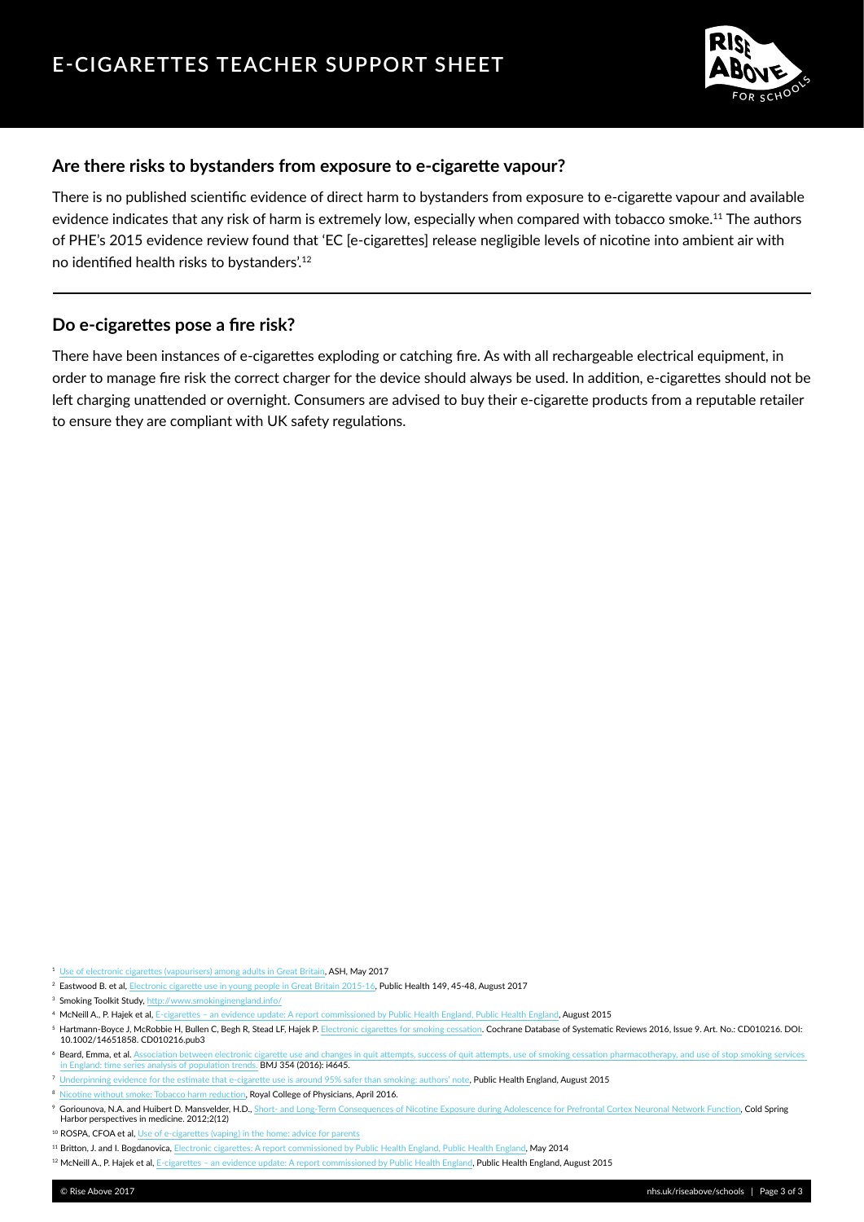# E-CIGARETTES TEACHER SUPPORT SHEET

## Are there risks to bystanders from exposure to e-cigarette vapour?

There is no published scientific evidence of direct harm to bystanders from exposure to e-cigarette vapour and available evidence indicates that any risk of harm is extremely low, especially when compared with tobacco smoke.[11] The authors of PHE's 2015 evidence review found that 'EC [e-cigarettes] release negligible levels of nicotine into ambient air with no identified health risks to bystanders'.[12]

---

## Do e-cigarettes pose a fire risk?

There have been instances of e-cigarettes exploding or catching fire. As with all rechargeable electrical equipment, in order to manage fire risk the correct charger for the device should always be used. In addition, e-cigarettes should not be left charging unattended or overnight. Consumers are advised to buy their e-cigarette products from a reputable retailer to ensure they are compliant with UK safety regulations.

---

[1] Use of electronic cigarettes (vapourisers) among adults in Great Britain, ASH, May 2017

[2] Eastwood B. et al, Electronic cigarette use in young people in Great Britain 2015-16, Public Health 149, 45-48, August 2017

[3] Smoking Toolkit Study, http://www.smokinginengland.info/

[4] McNeill A., P. Hajek et al, E-cigarettes – an evidence update: A report commissioned by Public Health England, Public Health England, August 2015

[5] Hartmann-Boyce J, McRobbie H, Bullen C, Begh R, Stead LF, Hajek P. Electronic cigarettes for smoking cessation. Cochrane Database of Systematic Reviews 2016, Issue 9. Art. No.: CD010216. DOI: 10.1002/14651858. CD010216.pub3

[6] Beard, Emma, et al. Association between electronic cigarette use and changes in quit attempts, success of quit attempts, use of smoking cessation pharmacotherapy, and use of stop smoking services in England: time series analysis of population trends. BMJ 354 (2016): i4645.

[7] Underpinning evidence for the estimate that e-cigarette use is around 95% safer than smoking: authors' note, Public Health England, August 2015

[8] Nicotine without smoke: Tobacco harm reduction, Royal College of Physicians, April 2016.

[9] Goriounova, N.A. and Huibert D. Mansvelder, H.D., Short- and Long-Term Consequences of Nicotine Exposure during Adolescence for Prefrontal Cortex Neuronal Network Function, Cold Spring Harbor perspectives in medicine. 2012;2(12)

[10] ROSPA, CFOA et al, Use of e-cigarettes (vaping) in the home: advice for parents

[11] Britton, J. and I. Bogdanovica, Electronic cigarettes: A report commissioned by Public Health England, Public Health England, May 2014

[12] McNeill A., P. Hajek et al, E-cigarettes – an evidence update: A report commissioned by Public Health England, Public Health England, August 2015

© Rise Above 2017